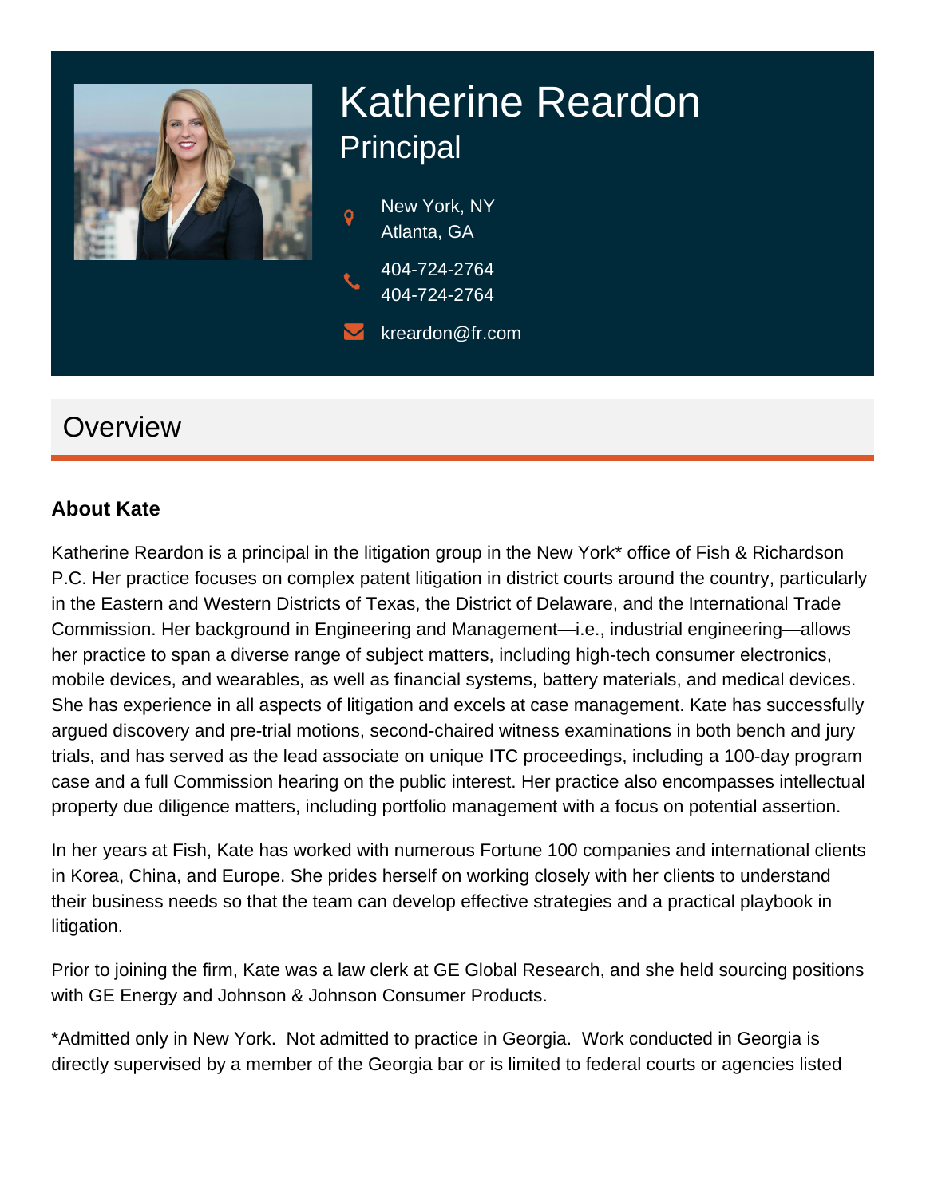# Katherine Reardon

## Principal

New York, NY
Atlanta, GA

404-724-2764
404-724-2764

kreardon@fr.com

## Overview

### About Kate

Katherine Reardon is a principal in the litigation group in the New York* office of Fish & Richardson P.C. Her practice focuses on complex patent litigation in district courts around the country, particularly in the Eastern and Western Districts of Texas, the District of Delaware, and the International Trade Commission. Her background in Engineering and Management—i.e., industrial engineering—allows her practice to span a diverse range of subject matters, including high-tech consumer electronics, mobile devices, and wearables, as well as financial systems, battery materials, and medical devices. She has experience in all aspects of litigation and excels at case management. Kate has successfully argued discovery and pre-trial motions, second-chaired witness examinations in both bench and jury trials, and has served as the lead associate on unique ITC proceedings, including a 100-day program case and a full Commission hearing on the public interest. Her practice also encompasses intellectual property due diligence matters, including portfolio management with a focus on potential assertion.

In her years at Fish, Kate has worked with numerous Fortune 100 companies and international clients in Korea, China, and Europe. She prides herself on working closely with her clients to understand their business needs so that the team can develop effective strategies and a practical playbook in litigation.

Prior to joining the firm, Kate was a law clerk at GE Global Research, and she held sourcing positions with GE Energy and Johnson & Johnson Consumer Products.

*Admitted only in New York. Not admitted to practice in Georgia. Work conducted in Georgia is directly supervised by a member of the Georgia bar or is limited to federal courts or agencies listed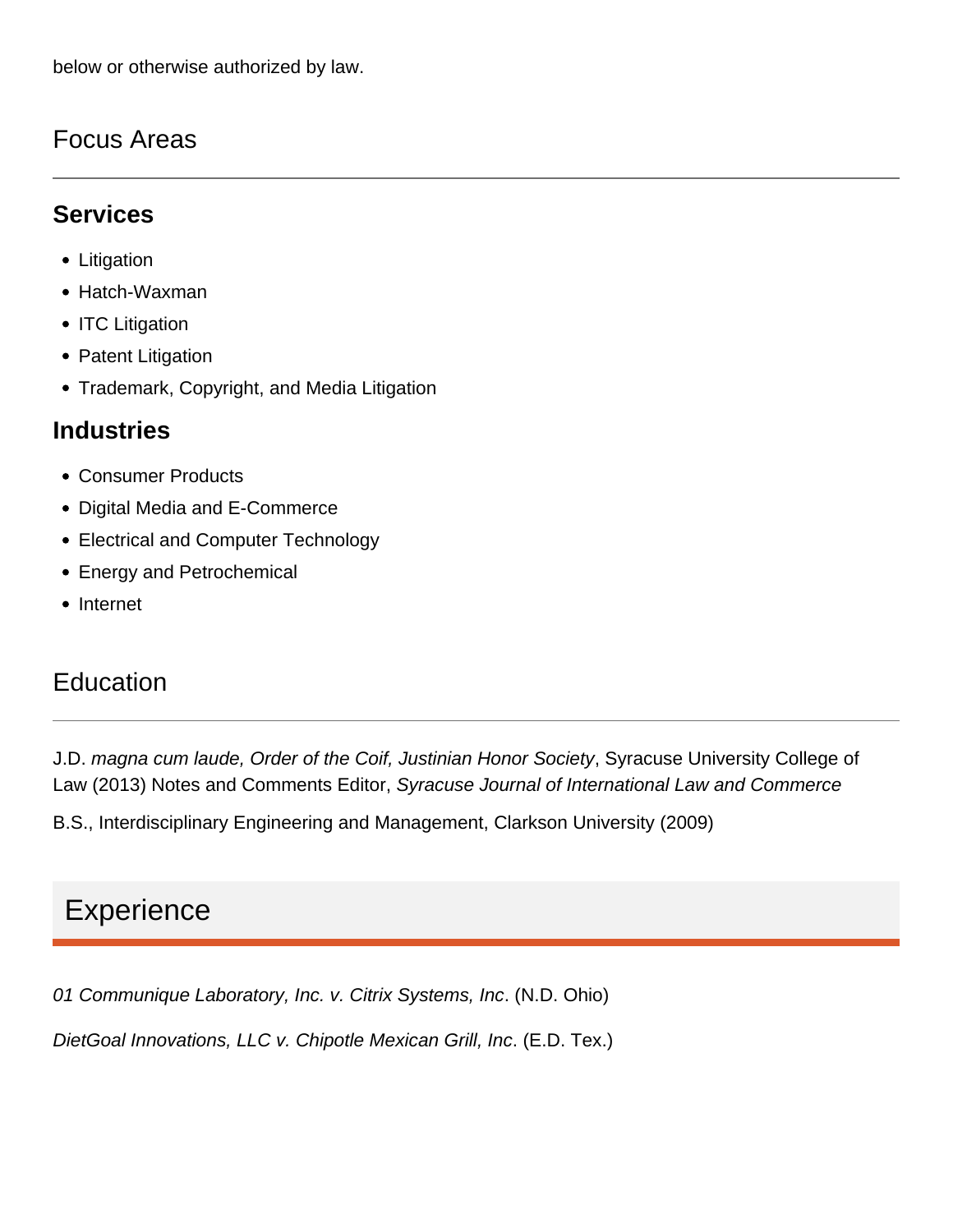below or otherwise authorized by law.

## Focus Areas

### Services

- Litigation
- Hatch-Waxman
- ITC Litigation
- Patent Litigation
- Trademark, Copyright, and Media Litigation

### Industries

- Consumer Products
- Digital Media and E-Commerce
- Electrical and Computer Technology
- Energy and Petrochemical
- Internet

## Education

J.D. *magna cum laude, Order of the Coif, Justinian Honor Society*, Syracuse University College of Law (2013) Notes and Comments Editor, *Syracuse Journal of International Law and Commerce*

B.S., Interdisciplinary Engineering and Management, Clarkson University (2009)

## Experience

*01 Communique Laboratory, Inc. v. Citrix Systems, Inc*. (N.D. Ohio)

*DietGoal Innovations, LLC v. Chipotle Mexican Grill, Inc*. (E.D. Tex.)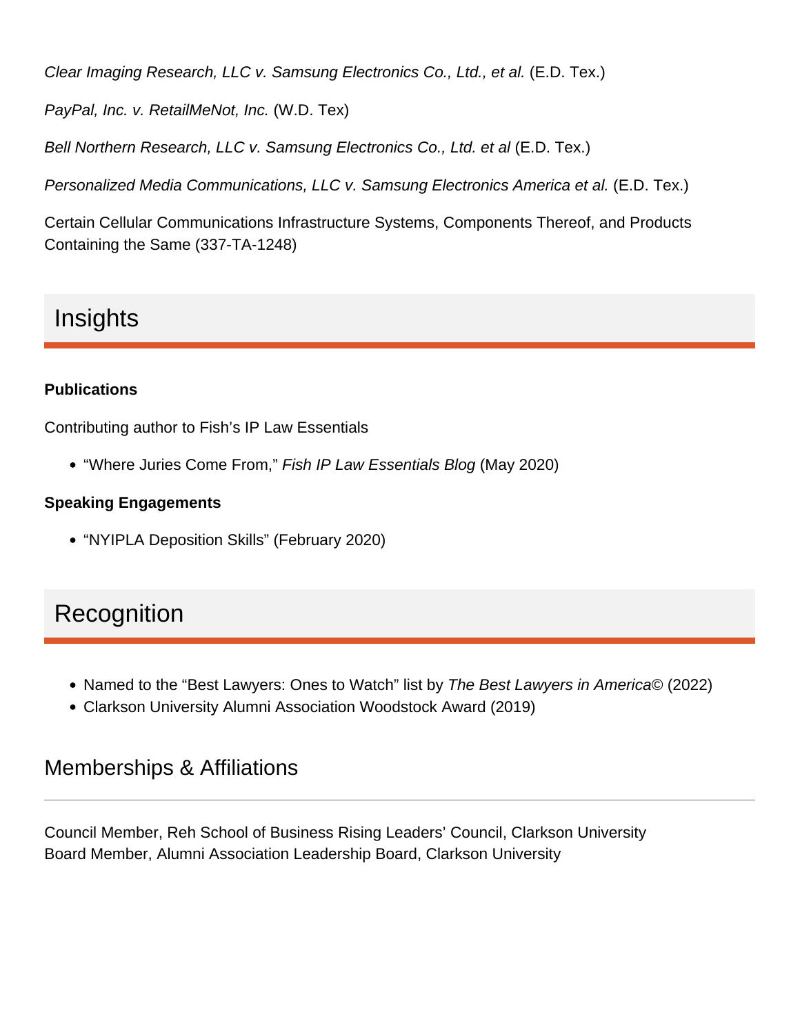*Clear Imaging Research, LLC v. Samsung Electronics Co., Ltd., et al.* (E.D. Tex.)

*PayPal, Inc. v. RetailMeNot, Inc.* (W.D. Tex)

*Bell Northern Research, LLC v. Samsung Electronics Co., Ltd. et al* (E.D. Tex.)

*Personalized Media Communications, LLC v. Samsung Electronics America et al.* (E.D. Tex.)

Certain Cellular Communications Infrastructure Systems, Components Thereof, and Products Containing the Same (337-TA-1248)

## Insights

**Publications**

Contributing author to Fish's IP Law Essentials

- "Where Juries Come From," *Fish IP Law Essentials Blog* (May 2020)

**Speaking Engagements**

- "NYIPLA Deposition Skills" (February 2020)

## Recognition

- Named to the "Best Lawyers: Ones to Watch" list by *The Best Lawyers in America©* (2022)
- Clarkson University Alumni Association Woodstock Award (2019)

## Memberships & Affiliations

Council Member, Reh School of Business Rising Leaders' Council, Clarkson University
Board Member, Alumni Association Leadership Board, Clarkson University